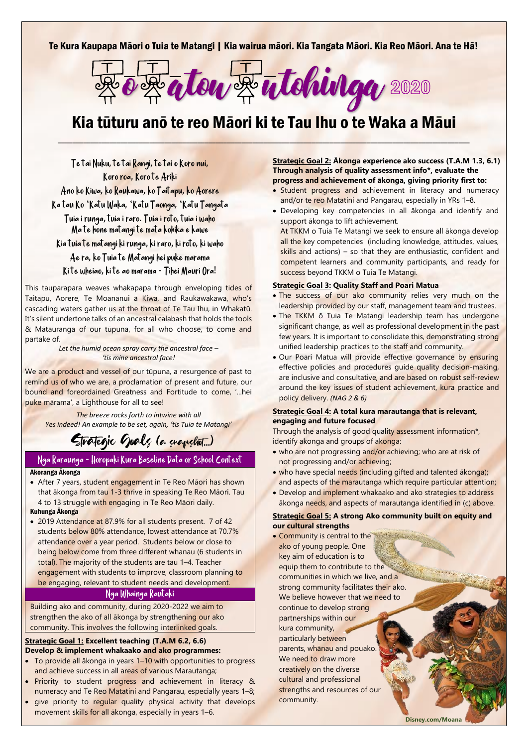Te Kura Kaupapa Māori o Tuia te Matangi | Kia wairua māori. Kia Tangata Māori. Kia Reo Māori. Ana te Hā!

# Tō Tātou Tūtohinga 2020

## Kia tūturu anō te reo Māori ki te Tau Ihu o te Waka a Māui

Te tai Nuku, te tai Rangi, te tai o Koro nui,
Koro roa, Koro te Ariki
Ano ko Kiwa, ko Raukawa, ko Taitapu, ko Aorere
Ka tau Ko 'Katu Waka, 'Katu Taonga, 'Katu Tangata
Tuia i runga, tuia i raro. Tuia i roto, tuia i waho
Ma te hone matangi te mata kohika e kawe
Kia tuia te matangi ki runga, ki raro, ki roto, ki waho
Ae ra, ko Tuia te Matangi hei puke marama
Ki te wheiao, ki te ao marama - Tihei Mauri Ora!

This tauparapara weaves whakapapa through enveloping tides of Taitapu, Aorere, Te Moananui ā Kiwa, and Raukawakawa, who's cascading waters gather us at the throat of Te Tau Ihu, in Whakatū. It's silent undertone talks of an ancestral calabash that holds the tools & Mātauranga of our tūpuna, for all who choose, to come and partake of.

*Let the humid ocean spray carry the ancestral face – 'tis mine ancestral face!*

We are a product and vessel of our tūpuna, a resurgence of past to remind us of who we are, a proclamation of present and future, our bound and foreordained Greatness and Fortitude to come, '...hei puke mārama', a Lighthouse for all to see!

*The breeze rocks forth to intwine with all*
*Yes indeed! An example to be set, again, 'tis Tuia te Matangi'*

## Strategic Goals (a snapshot...)

### Nga Raraunga - Horopaki Kura Baseline Data or School Context

**Akoranga Ākonga**

- After 7 years, student engagement in Te Reo Māori has shown that ākonga from tau 1-3 thrive in speaking Te Reo Māori. Tau 4 to 13 struggle with engaging in Te Reo Māori daily.

**Kuhunga Ākonga**

- 2019 Attendance at 87.9% for all students present. 7 of 42 students below 80% attendance, lowest attendance at 70.7% attendance over a year period. Students below or close to being below come from three different whanau (6 students in total). The majority of the students are tau 1–4. Teacher engagement with students to improve, classroom planning to be engaging, relevant to student needs and development.

### Nga Whainga Rautaki

Building ako and community, during 2020-2022 we aim to strengthen the ako of all ākonga by strengthening our ako community. This involves the following interlinked goals.

**Strategic Goal 1: Excellent teaching (T.A.M 6.2, 6.6)**
**Develop & implement whakaako and ako programmes:**

- To provide all ākonga in years 1–10 with opportunities to progress and achieve success in all areas of various Marautanga;
- Priority to student progress and achievement in literacy & numeracy and Te Reo Matatini and Pāngarau, especially years 1–8;
- give priority to regular quality physical activity that develops movement skills for all ākonga, especially in years 1–6.

**Strategic Goal 2: Ākonga experience ako success (T.A.M 1.3, 6.1)**
**Through analysis of quality assessment info\*, evaluate the progress and achievement of ākonga, giving priority first to:**

- Student progress and achievement in literacy and numeracy and/or te reo Matatini and Pāngarau, especially in YRs 1–8.
- Developing key competencies in all ākonga and identify and support ākonga to lift achievement.
  At TKKM o Tuia Te Matangi we seek to ensure all ākonga develop all the key competencies (including knowledge, attitudes, values, skills and actions) – so that they are enthusiastic, confident and competent learners and community participants, and ready for success beyond TKKM o Tuia Te Matangi.

**Strategic Goal 3: Quality Staff and Poari Matua**

- The success of our ako community relies very much on the leadership provided by our staff, management team and trustees.
- The TKKM ō Tuia Te Matangi leadership team has undergone significant change, as well as professional development in the past few years. It is important to consolidate this, demonstrating strong unified leadership practices to the staff and community.
- Our Poari Matua will provide effective governance by ensuring effective policies and procedures guide quality decision-making, are inclusive and consultative, and are based on robust self-review around the key issues of student achievement, kura practice and policy delivery. *(NAG 2 & 6)*

**Strategic Goal 4: A total kura marautanga that is relevant, engaging and future focused**

Through the analysis of good quality assessment information\*, identify ākonga and groups of ākonga:

- who are not progressing and/or achieving; who are at risk of not progressing and/or achieving;
- who have special needs (including gifted and talented ākonga); and aspects of the marautanga which require particular attention;
- Develop and implement whakaako and ako strategies to address ākonga needs, and aspects of marautanga identified in (c) above.

**Strategic Goal 5: A strong Ako community built on equity and our cultural strengths**

- Community is central to the ako of young people. One key aim of education is to equip them to contribute to the communities in which we live, and a strong community facilitates their ako. We believe however that we need to continue to develop strong partnerships within our kura community, particularly between parents, whānau and pouako. We need to draw more creatively on the diverse cultural and professional strengths and resources of our community.

Disney.com/Moana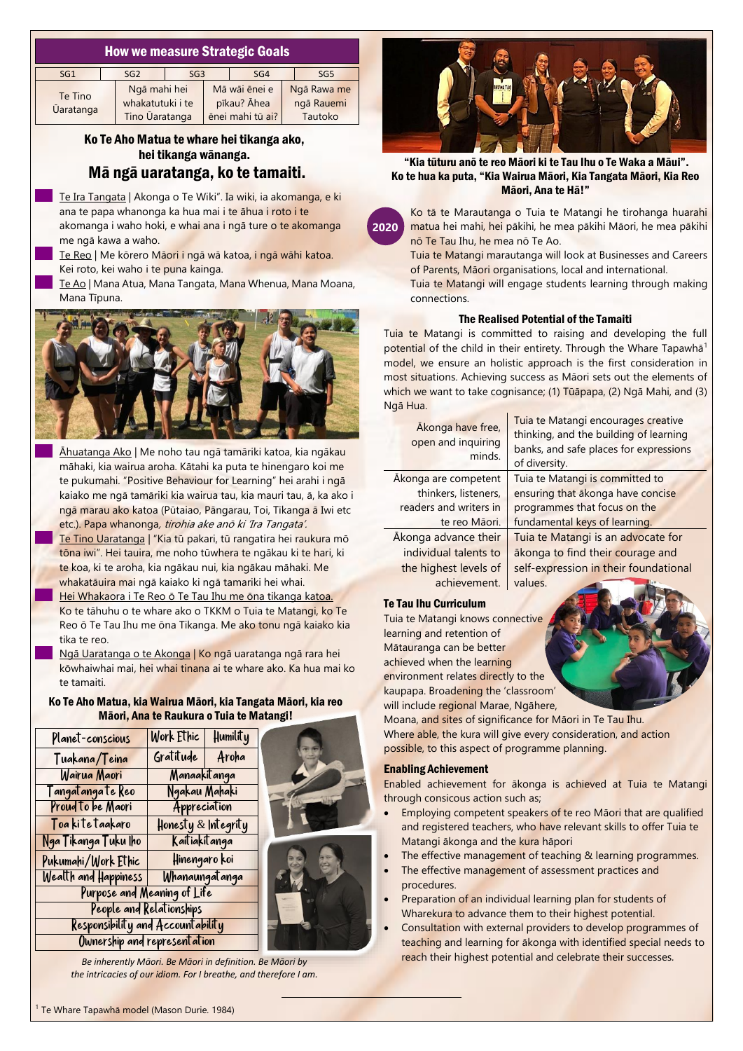## How we measure Strategic Goals

| SG1 | SG2 | SG3 | SG4 | SG5 |
|---|---|---|---|---|
| Te Tino Ūaratanga | Ngā mahi hei whakatutuki i te Tino Ūaratanga | | Mā wāi ēnei e pīkau? Āhea ēnei mahi tū ai? | Ngā Rawa me ngā Rauemi Tautoko |

### Ko Te Aho Matua te whare hei tikanga ako, hei tikanga wānanga.

## Mā ngā uaratanga, ko te tamaiti.

- Te Ira Tangata | Akonga o Te Wiki". Ia wiki, ia akomanga, e ki ana te papa whanonga ka hua mai i te āhua i roto i te akomanga i waho hoki, e whai ana i ngā ture o te akomanga me ngā kawa a waho.
- Te Reo | Me kōrero Māori i ngā wā katoa, i ngā wāhi katoa. Kei roto, kei waho i te puna kainga.
- Te Ao | Mana Atua, Mana Tangata, Mana Whenua, Mana Moana, Mana Tīpuna.
- Āhuatanga Ako | Me noho tau ngā tamāriki katoa, kia ngākau māhaki, kia wairua aroha. Kātahi ka puta te hinengaro koi me te pukumahi. "Positive Behaviour for Learning" hei arahi i ngā kaiako me ngā tamāriki kia wairua tau, kia mauri tau, ā, ka ako i ngā marau ako katoa (Pūtaiao, Pāngarau, Toi, Tikanga ā Iwi etc etc.). Papa whanonga, *tirohia ake anō ki 'Ira Tangata'.*
- Te Tino Uaratanga | "Kia tū pakari, tū rangatira hei raukura mō tōna iwi". Hei tauira, me noho tūwhera te ngākau ki te hari, ki te koa, ki te aroha, kia ngākau nui, kia ngākau māhaki. Me whakatāuira mai ngā kaiako ki ngā tamariki hei whai.
- Hei Whakaora i Te Reo ō Te Tau Ihu me ōna tikanga katoa. Ko te tāhuhu o te whare ako o TKKM o Tuia te Matangi, ko Te Reo ō Te Tau Ihu me ōna Tikanga. Me ako tonu ngā kaiako kia tika te reo.
- Ngā Uaratanga o te Akonga | Ko ngā uaratanga ngā rara hei kōwhaiwhai mai, hei whai tinana ai te whare ako. Ka hua mai ko te tamaiti.

### Ko Te Aho Matua, kia Wairua Māori, kia Tangata Māori, kia reo Māori, Ana te Raukura o Tuia te Matangi!

| | | |
|---|---|---|
| Planet-conscious | Work Ethic | Humility |
| Tuakana/Teina | Gratitude | Aroha |
| Wairua Maori | Manaakitanga | |
| Tangatanga Te Reo | Ngakau Mahaki | |
| Proud to be Maori | Appreciation | |
| Toa ki te taakaro | Honesty & Integrity | |
| Nga Tikanga Tuku Iho | Kaitiakitanga | |
| Pukumahi/Work Ethic | Hinengaro koi | |
| Wealth and Happiness | Whanaungatanga | |
| Purpose and Meaning of Life | | |
| People and Relationships | | |
| Responsibility and Accountability | | |
| Ownership and representation | | |

*Be inherently Māori. Be Māori in definition. Be Māori by the intricacies of our idiom. For I breathe, and therefore I am.*

**"Kia tūturu anō te reo Māori ki te Tau Ihu o Te Waka a Māui". Ko te hua ka puta, "Kia Wairua Māori, Kia Tangata Māori, Kia Reo Māori, Ana te Hā!"**

**2020**

Ko tā te Marautanga o Tuia te Matangi he tirohanga huarahi matua hei mahi, hei pākihi, he mea pākihi Māori, he mea pākihi nō Te Tau Ihu, he mea nō Te Ao.

Tuia te Matangi marautanga will look at Businesses and Careers of Parents, Māori organisations, local and international.

Tuia te Matangi will engage students learning through making connections.

### The Realised Potential of the Tamaiti

Tuia te Matangi is committed to raising and developing the full potential of the child in their entirety. Through the Whare Tapawhā[1] model, we ensure an holistic approach is the first consideration in most situations. Achieving success as Māori sets out the elements of which we want to take cognisance; (1) Tūāpapa, (2) Ngā Mahi, and (3) Ngā Hua.

| | |
|---|---|
| Ākonga have free, open and inquiring minds. | Tuia te Matangi encourages creative thinking, and the building of learning banks, and safe places for expressions of diversity. |
| Ākonga are competent thinkers, listeners, readers and writers in te reo Māori. | Tuia te Matangi is committed to ensuring that ākonga have concise programmes that focus on the fundamental keys of learning. |
| Ākonga advance their individual talents to the highest levels of achievement. | Tuia te Matangi is an advocate for ākonga to find their courage and self-expression in their foundational values. |

### Te Tau Ihu Curriculum

Tuia te Matangi knows connective learning and retention of Mātauranga can be better achieved when the learning environment relates directly to the kaupapa. Broadening the 'classroom' will include regional Marae, Ngāhere, Moana, and sites of significance for Māori in Te Tau Ihu. Where able, the kura will give every consideration, and action possible, to this aspect of programme planning.

### Enabling Achievement

Enabled achievement for ākonga is achieved at Tuia te Matangi through consicous action such as;

- Employing competent speakers of te reo Māori that are qualified and registered teachers, who have relevant skills to offer Tuia te Matangi ākonga and the kura hāpori
- The effective management of teaching & learning programmes.
- The effective management of assessment practices and procedures.
- Preparation of an individual learning plan for students of Wharekura to advance them to their highest potential.
- Consultation with external providers to develop programmes of teaching and learning for ākonga with identified special needs to reach their highest potential and celebrate their successes.

[1] Te Whare Tapawhā model (Mason Durie. 1984)